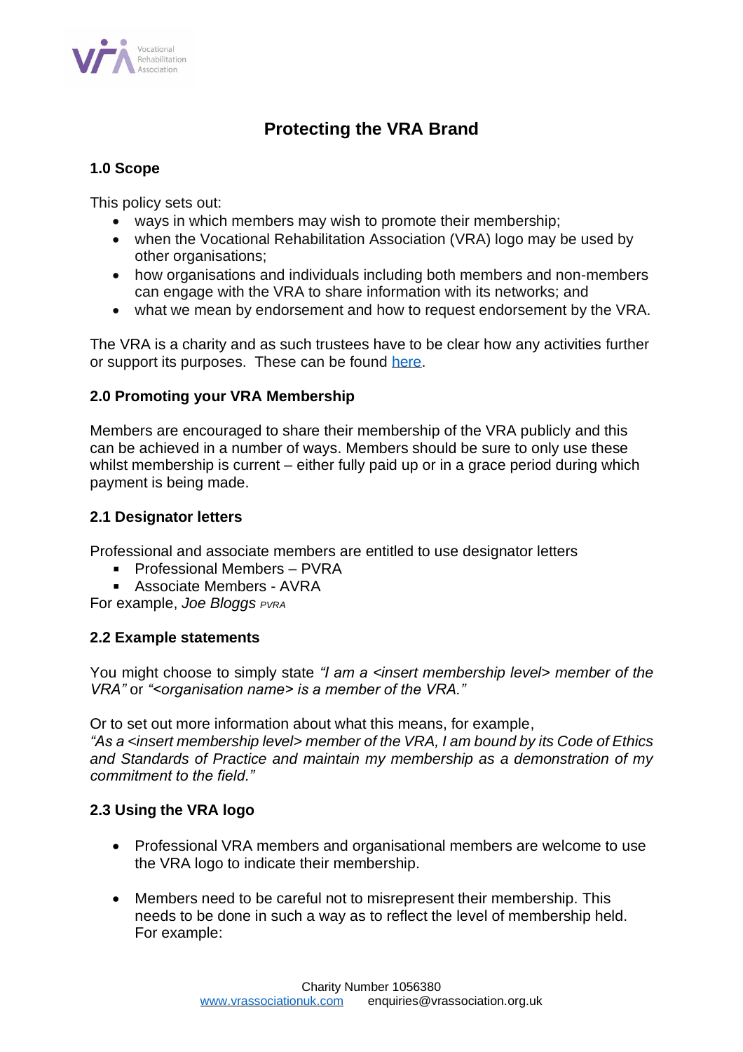# Protecting the VRA Brand

## 1.0 Scope

This policy sets out:

- ways in which members may wish to promote their membership;
- when the Vocational Rehabilitation Association (VRA) logo may be used by other organisations;
- how organisations and individuals including both members and non-members can engage with the VRA to share information with its networks; and
- what we mean by endorsement and how to request endorsement by the VRA.

The VRA is a charity and as such trustees have to be clear how any activities further or support its purposes. These can be found here.

## 2.0 Promoting your VRA Membership

Members are encouraged to share their membership of the VRA publicly and this can be achieved in a number of ways. Members should be sure to only use these whilst membership is current – either fully paid up or in a grace period during which payment is being made.

### 2.1 Designator letters

Professional and associate members are entitled to use designator letters

- Professional Members – PVRA
- Associate Members - AVRA

For example, *Joe Bloggs PVRA*

### 2.2 Example statements

You might choose to simply state *"I am a <insert membership level> member of the VRA"* or *"<organisation name> is a member of the VRA."*

Or to set out more information about what this means, for example,
*"As a <insert membership level> member of the VRA, I am bound by its Code of Ethics and Standards of Practice and maintain my membership as a demonstration of my commitment to the field."*

### 2.3 Using the VRA logo

- Professional VRA members and organisational members are welcome to use the VRA logo to indicate their membership.
- Members need to be careful not to misrepresent their membership. This needs to be done in such a way as to reflect the level of membership held. For example: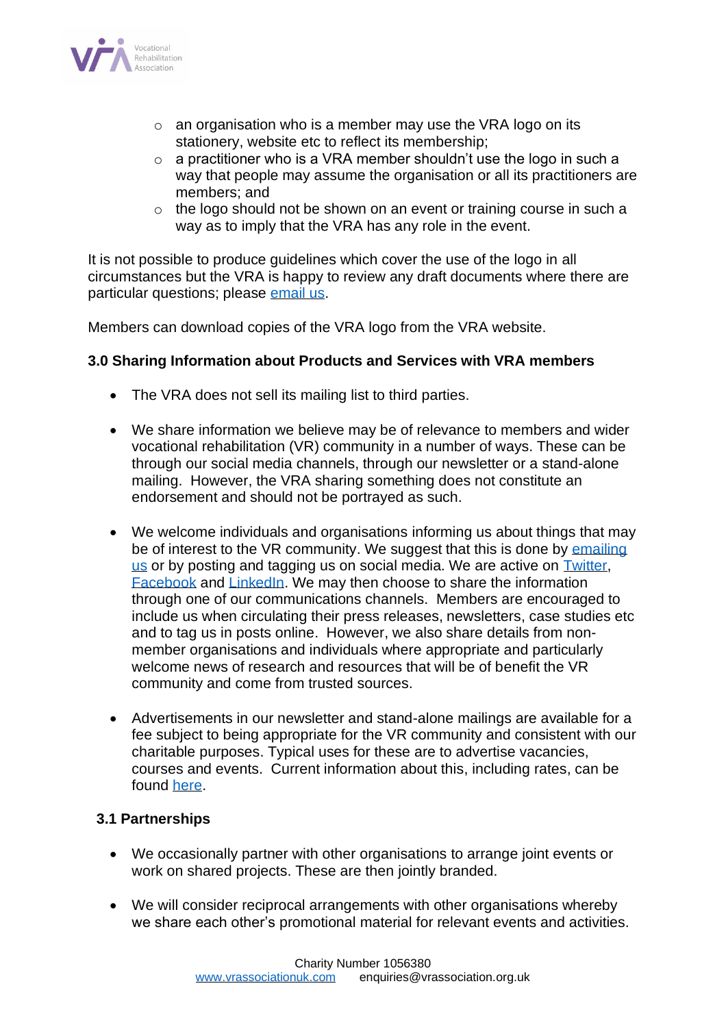- an organisation who is a member may use the VRA logo on its stationery, website etc to reflect its membership;
- a practitioner who is a VRA member shouldn't use the logo in such a way that people may assume the organisation or all its practitioners are members; and
- the logo should not be shown on an event or training course in such a way as to imply that the VRA has any role in the event.

It is not possible to produce guidelines which cover the use of the logo in all circumstances but the VRA is happy to review any draft documents where there are particular questions; please email us.

Members can download copies of the VRA logo from the VRA website.

**3.0 Sharing Information about Products and Services with VRA members**

- The VRA does not sell its mailing list to third parties.

- We share information we believe may be of relevance to members and wider vocational rehabilitation (VR) community in a number of ways. These can be through our social media channels, through our newsletter or a stand-alone mailing. However, the VRA sharing something does not constitute an endorsement and should not be portrayed as such.

- We welcome individuals and organisations informing us about things that may be of interest to the VR community. We suggest that this is done by emailing us or by posting and tagging us on social media. We are active on Twitter, Facebook and LinkedIn. We may then choose to share the information through one of our communications channels. Members are encouraged to include us when circulating their press releases, newsletters, case studies etc and to tag us in posts online. However, we also share details from non-member organisations and individuals where appropriate and particularly welcome news of research and resources that will be of benefit the VR community and come from trusted sources.

- Advertisements in our newsletter and stand-alone mailings are available for a fee subject to being appropriate for the VR community and consistent with our charitable purposes. Typical uses for these are to advertise vacancies, courses and events. Current information about this, including rates, can be found here.

**3.1 Partnerships**

- We occasionally partner with other organisations to arrange joint events or work on shared projects. These are then jointly branded.

- We will consider reciprocal arrangements with other organisations whereby we share each other's promotional material for relevant events and activities.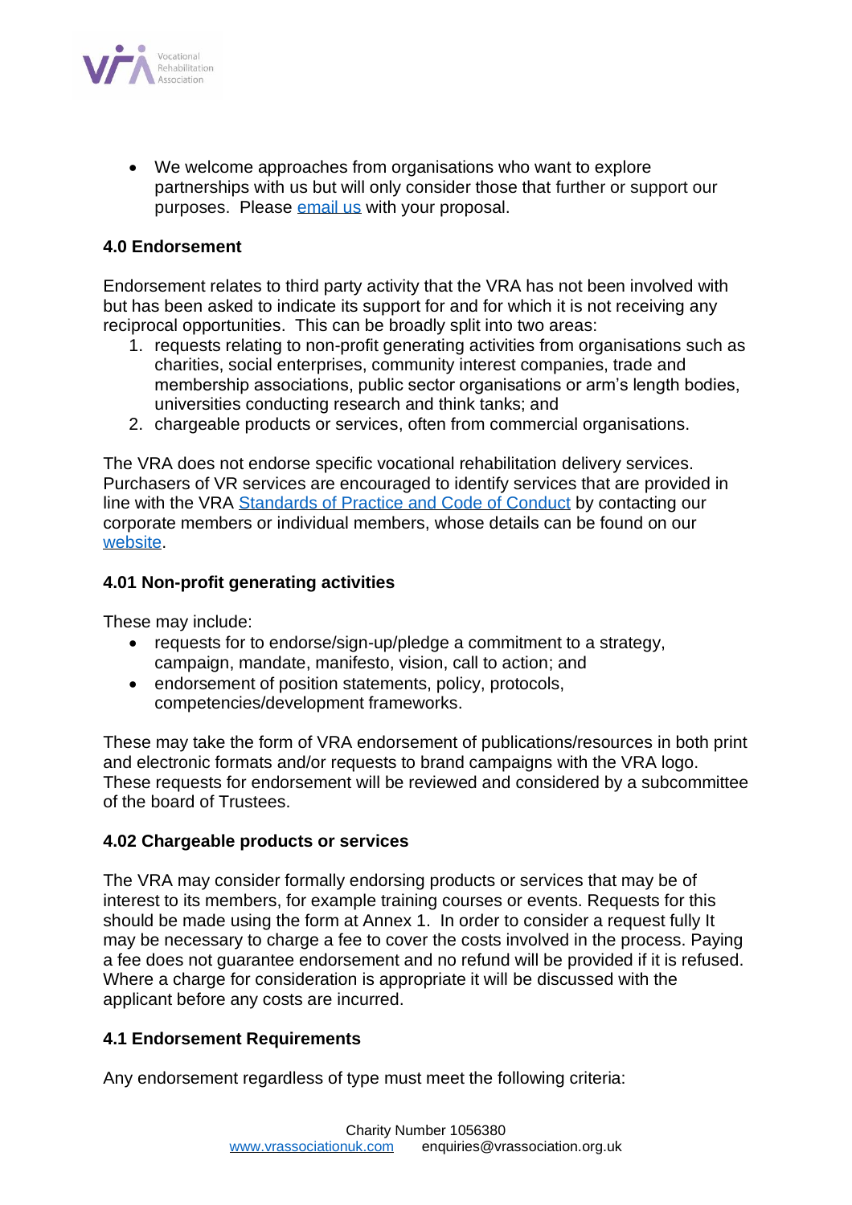- We welcome approaches from organisations who want to explore partnerships with us but will only consider those that further or support our purposes. Please [email us](mailto:enquiries@vrassociation.org.uk) with your proposal.

## 4.0 Endorsement

Endorsement relates to third party activity that the VRA has not been involved with but has been asked to indicate its support for and for which it is not receiving any reciprocal opportunities. This can be broadly split into two areas:

1. requests relating to non-profit generating activities from organisations such as charities, social enterprises, community interest companies, trade and membership associations, public sector organisations or arm's length bodies, universities conducting research and think tanks; and
2. chargeable products or services, often from commercial organisations.

The VRA does not endorse specific vocational rehabilitation delivery services. Purchasers of VR services are encouraged to identify services that are provided in line with the VRA Standards of Practice and Code of Conduct by contacting our corporate members or individual members, whose details can be found on our website.

### 4.01 Non-profit generating activities

These may include:

- requests for to endorse/sign-up/pledge a commitment to a strategy, campaign, mandate, manifesto, vision, call to action; and
- endorsement of position statements, policy, protocols, competencies/development frameworks.

These may take the form of VRA endorsement of publications/resources in both print and electronic formats and/or requests to brand campaigns with the VRA logo. These requests for endorsement will be reviewed and considered by a subcommittee of the board of Trustees.

### 4.02 Chargeable products or services

The VRA may consider formally endorsing products or services that may be of interest to its members, for example training courses or events. Requests for this should be made using the form at Annex 1. In order to consider a request fully It may be necessary to charge a fee to cover the costs involved in the process. Paying a fee does not guarantee endorsement and no refund will be provided if it is refused. Where a charge for consideration is appropriate it will be discussed with the applicant before any costs are incurred.

## 4.1 Endorsement Requirements

Any endorsement regardless of type must meet the following criteria: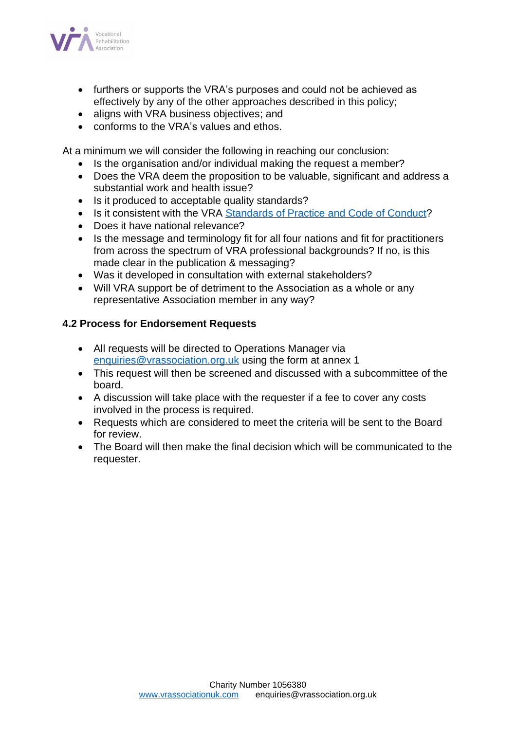- furthers or supports the VRA's purposes and could not be achieved as effectively by any of the other approaches described in this policy;
- aligns with VRA business objectives; and
- conforms to the VRA's values and ethos.

At a minimum we will consider the following in reaching our conclusion:

- Is the organisation and/or individual making the request a member?
- Does the VRA deem the proposition to be valuable, significant and address a substantial work and health issue?
- Is it produced to acceptable quality standards?
- Is it consistent with the VRA [Standards of Practice and Code of Conduct]?
- Does it have national relevance?
- Is the message and terminology fit for all four nations and fit for practitioners from across the spectrum of VRA professional backgrounds? If no, is this made clear in the publication & messaging?
- Was it developed in consultation with external stakeholders?
- Will VRA support be of detriment to the Association as a whole or any representative Association member in any way?

### 4.2 Process for Endorsement Requests

- All requests will be directed to Operations Manager via enquiries@vrassociation.org.uk using the form at annex 1
- This request will then be screened and discussed with a subcommittee of the board.
- A discussion will take place with the requester if a fee to cover any costs involved in the process is required.
- Requests which are considered to meet the criteria will be sent to the Board for review.
- The Board will then make the final decision which will be communicated to the requester.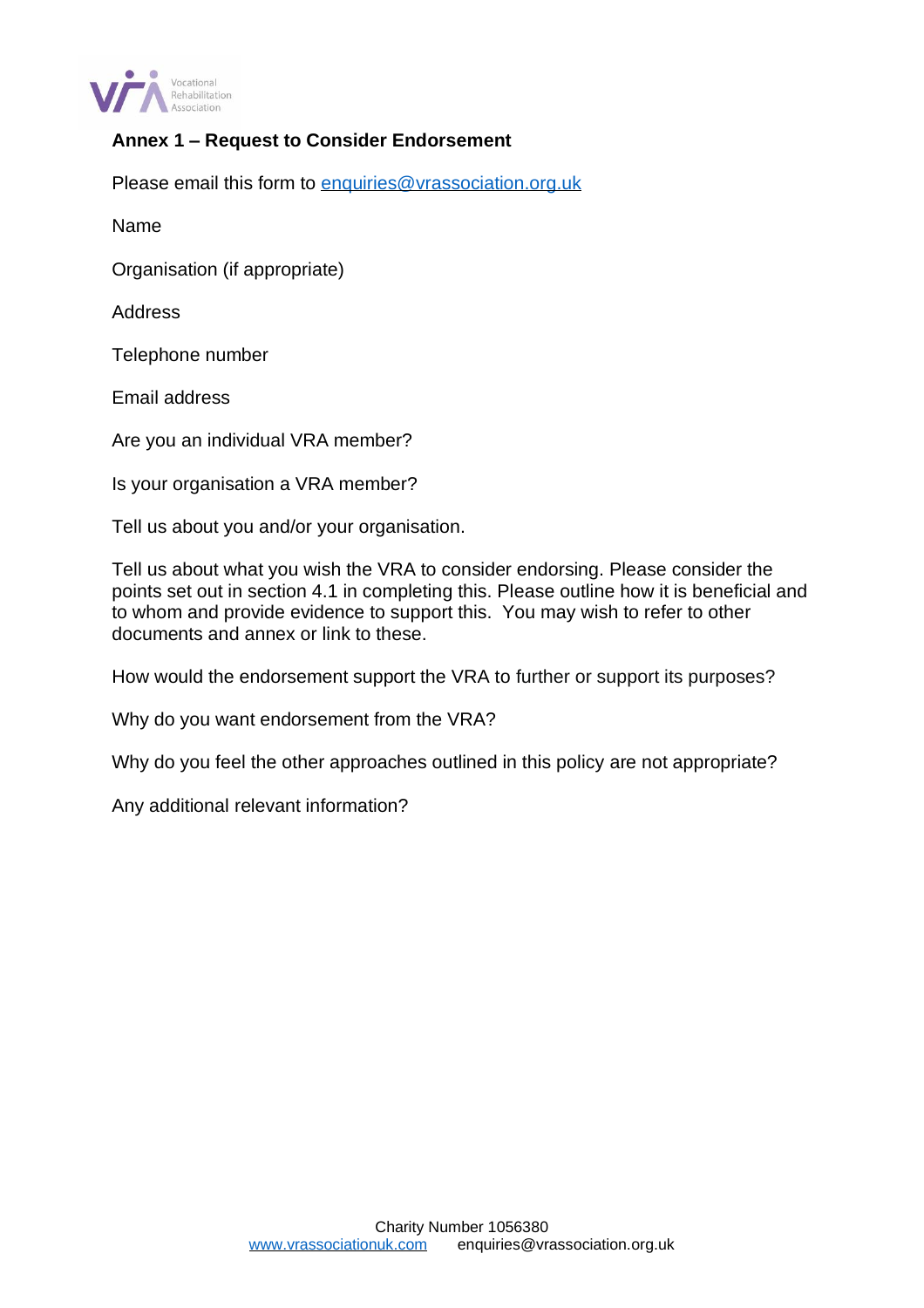**Annex 1 – Request to Consider Endorsement**

Please email this form to enquiries@vrassociation.org.uk

Name

Organisation (if appropriate)

Address

Telephone number

Email address

Are you an individual VRA member?

Is your organisation a VRA member?

Tell us about you and/or your organisation.

Tell us about what you wish the VRA to consider endorsing. Please consider the points set out in section 4.1 in completing this. Please outline how it is beneficial and to whom and provide evidence to support this. You may wish to refer to other documents and annex or link to these.

How would the endorsement support the VRA to further or support its purposes?

Why do you want endorsement from the VRA?

Why do you feel the other approaches outlined in this policy are not appropriate?

Any additional relevant information?